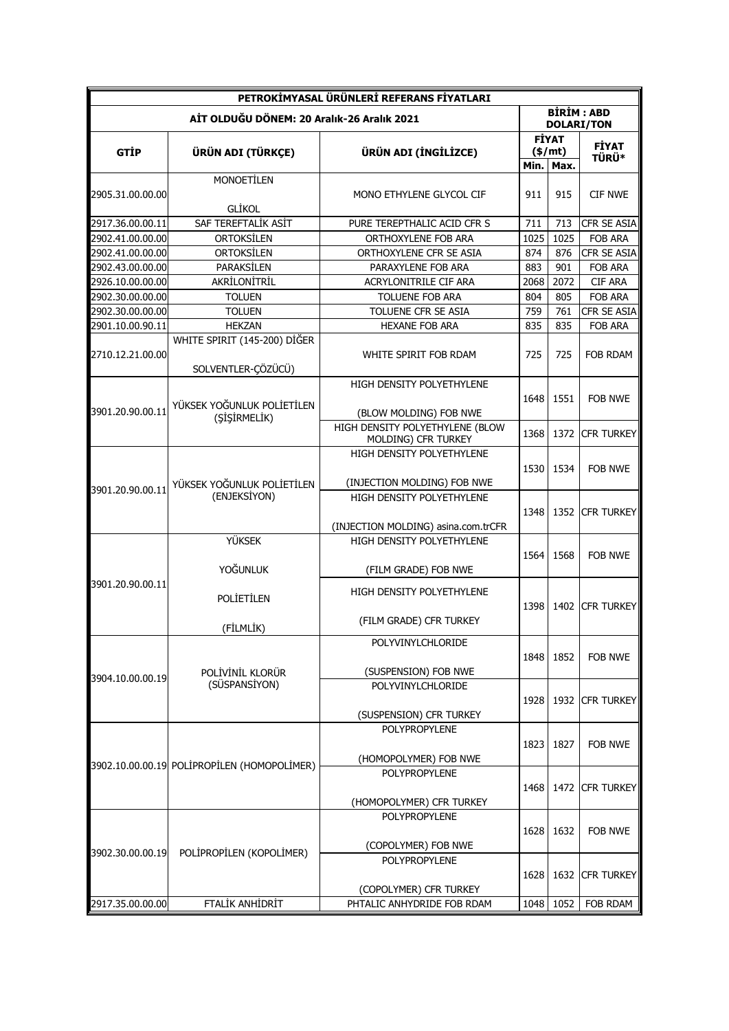| PETROKİMYASAL ÜRÜNLERİ REFERANS FİYATLARI | | | | | |
|---|---|---|---|---|---|
| AİT OLDUĞU DÖNEM: 20 Aralık-26 Aralık 2021 | | | BİRİM : ABD DOLARI/TON | | |
| GTİP | ÜRÜN ADI (TÜRKÇE) | ÜRÜN ADI (İNGİLİZCE) | FİYAT ($/mt) | | FİYAT TÜRÜ* |
| | | | Min. | Max. | |
| 2905.31.00.00.00 | MONOETİLEN GLİKOL | MONO ETHYLENE GLYCOL CIF | 911 | 915 | CIF NWE |
| 2917.36.00.00.11 | SAF TEREFTALİK ASİT | PURE TEREPTHALIC ACID CFR S | 711 | 713 | CFR SE ASIA |
| 2902.41.00.00.00 | ORTOKSİLEN | ORTHOXYLENE FOB ARA | 1025 | 1025 | FOB ARA |
| 2902.41.00.00.00 | ORTOKSİLEN | ORTHOXYLENE CFR SE ASIA | 874 | 876 | CFR SE ASIA |
| 2902.43.00.00.00 | PARAKSİLEN | PARAXYLENE FOB ARA | 883 | 901 | FOB ARA |
| 2926.10.00.00.00 | AKRİLONİTRİL | ACRYLONITRILE CIF ARA | 2068 | 2072 | CIF ARA |
| 2902.30.00.00.00 | TOLUEN | TOLUENE FOB ARA | 804 | 805 | FOB ARA |
| 2902.30.00.00.00 | TOLUEN | TOLUENE CFR SE ASIA | 759 | 761 | CFR SE ASIA |
| 2901.10.00.90.11 | HEKZAN | HEXANE FOB ARA | 835 | 835 | FOB ARA |
| 2710.12.21.00.00 | WHITE SPIRIT (145-200) DİĞER SOLVENTLER-ÇÖZÜCÜ) | WHITE SPIRIT FOB RDAM | 725 | 725 | FOB RDAM |
| 3901.20.90.00.11 | YÜKSEK YOĞUNLUK POLİETİLEN (ŞİŞİRMELİK) | HIGH DENSITY POLYETHYLENE (BLOW MOLDING) FOB NWE | 1648 | 1551 | FOB NWE |
| | | HIGH DENSITY POLYETHYLENE (BLOW MOLDING) CFR TURKEY | 1368 | 1372 | CFR TURKEY |
| 3901.20.90.00.11 | YÜKSEK YOĞUNLUK POLİETİLEN (ENJEKSİYON) | HIGH DENSITY POLYETHYLENE (INJECTION MOLDING) FOB NWE | 1530 | 1534 | FOB NWE |
| | | HIGH DENSITY POLYETHYLENE (INJECTION MOLDING) asina.com.trCFR | 1348 | 1352 | CFR TURKEY |
| 3901.20.90.00.11 | YÜKSEK YOĞUNLUK POLİETİLEN (FİLMLİK) | HIGH DENSITY POLYETHYLENE (FILM GRADE) FOB NWE | 1564 | 1568 | FOB NWE |
| | | HIGH DENSITY POLYETHYLENE (FILM GRADE) CFR TURKEY | 1398 | 1402 | CFR TURKEY |
| 3904.10.00.00.19 | POLİVİNİL KLORÜR (SÜSPANSİYON) | POLYVINYLCHLORIDE (SUSPENSION) FOB NWE | 1848 | 1852 | FOB NWE |
| | | POLYVINYLCHLORIDE (SUSPENSION) CFR TURKEY | 1928 | 1932 | CFR TURKEY |
| 3902.10.00.00.19 | POLİPROPİLEN (HOMOPOLİMER) | POLYPROPYLENE (HOMOPOLYMER) FOB NWE | 1823 | 1827 | FOB NWE |
| | | POLYPROPYLENE (HOMOPOLYMER) CFR TURKEY | 1468 | 1472 | CFR TURKEY |
| 3902.30.00.00.19 | POLİPROPİLEN (KOPOLİMER) | POLYPROPYLENE (COPOLYMER) FOB NWE | 1628 | 1632 | FOB NWE |
| | | POLYPROPYLENE (COPOLYMER) CFR TURKEY | 1628 | 1632 | CFR TURKEY |
| 2917.35.00.00.00 | FTALİK ANHİDRİT | PHTALIC ANHYDRIDE FOB RDAM | 1048 | 1052 | FOB RDAM |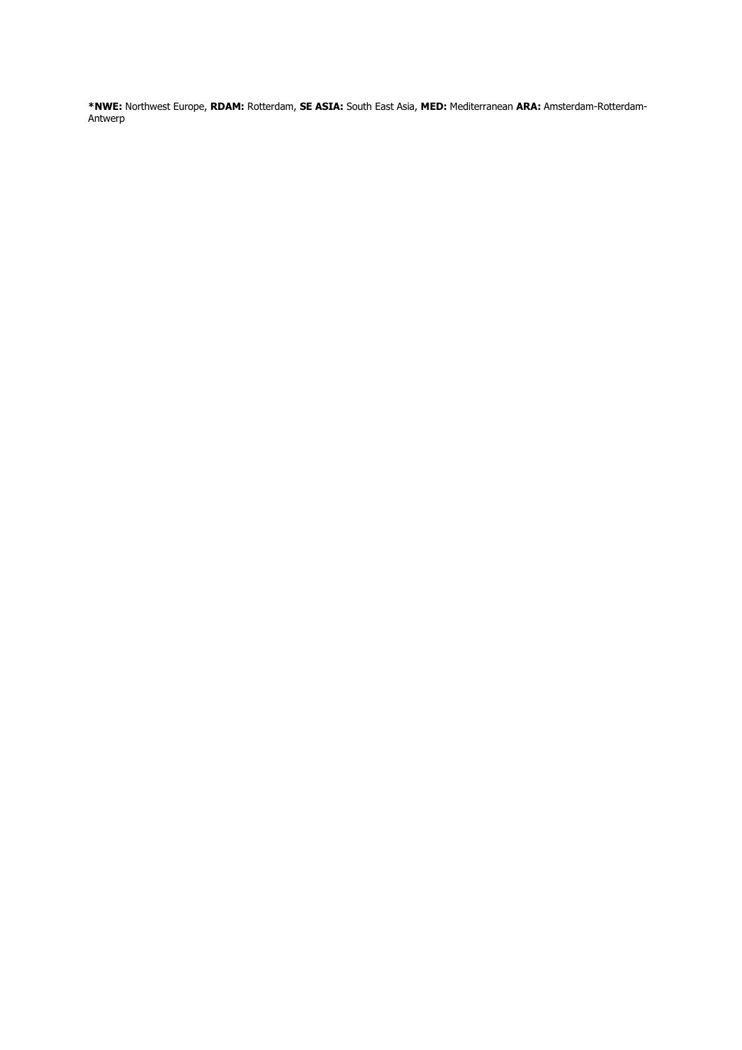***NWE:** Northwest Europe, **RDAM:** Rotterdam, **SE ASIA:** South East Asia, **MED:** Mediterranean **ARA:** Amsterdam-Rotterdam-Antwerp